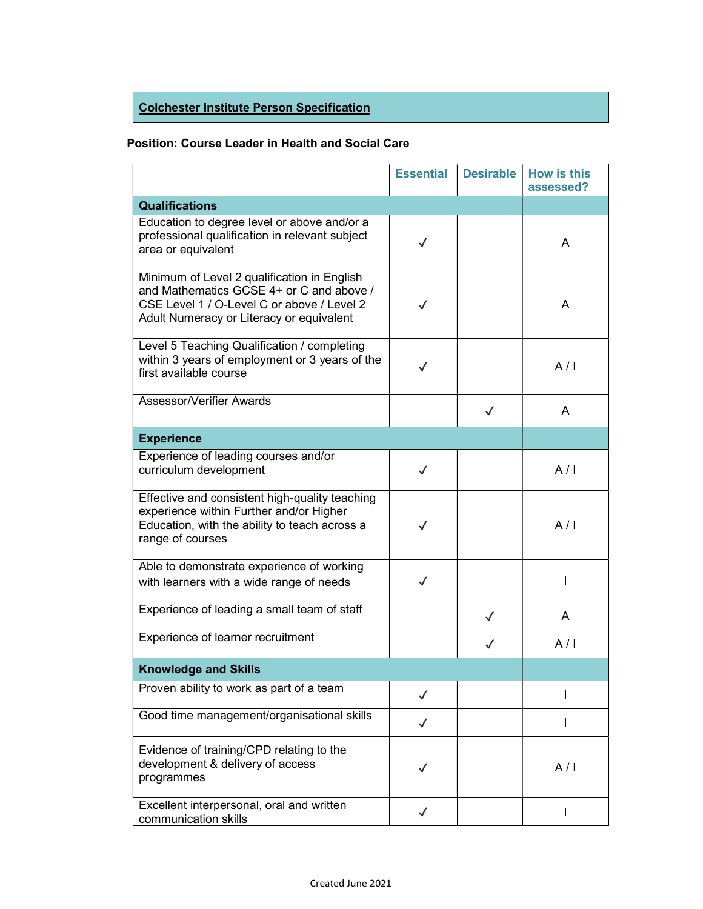## Colchester Institute Person Specification

**Position: Course Leader in Health and Social Care**

| | Essential | Desirable | How is this assessed? |
|---|---|---|---|
| **Qualifications** | | | |
| Education to degree level or above and/or a professional qualification in relevant subject area or equivalent | ✓ | | A |
| Minimum of Level 2 qualification in English and Mathematics GCSE 4+ or C and above / CSE Level 1 / O-Level C or above / Level 2 Adult Numeracy or Literacy or equivalent | ✓ | | A |
| Level 5 Teaching Qualification / completing within 3 years of employment or 3 years of the first available course | ✓ | | A / I |
| Assessor/Verifier Awards | | ✓ | A |
| **Experience** | | | |
| Experience of leading courses and/or curriculum development | ✓ | | A / I |
| Effective and consistent high-quality teaching experience within Further and/or Higher Education, with the ability to teach across a range of courses | ✓ | | A / I |
| Able to demonstrate experience of working with learners with a wide range of needs | ✓ | | I |
| Experience of leading a small team of staff | | ✓ | A |
| Experience of learner recruitment | | ✓ | A / I |
| **Knowledge and Skills** | | | |
| Proven ability to work as part of a team | ✓ | | I |
| Good time management/organisational skills | ✓ | | I |
| Evidence of training/CPD relating to the development & delivery of access programmes | ✓ | | A / I |
| Excellent interpersonal, oral and written communication skills | ✓ | | I |

Created June 2021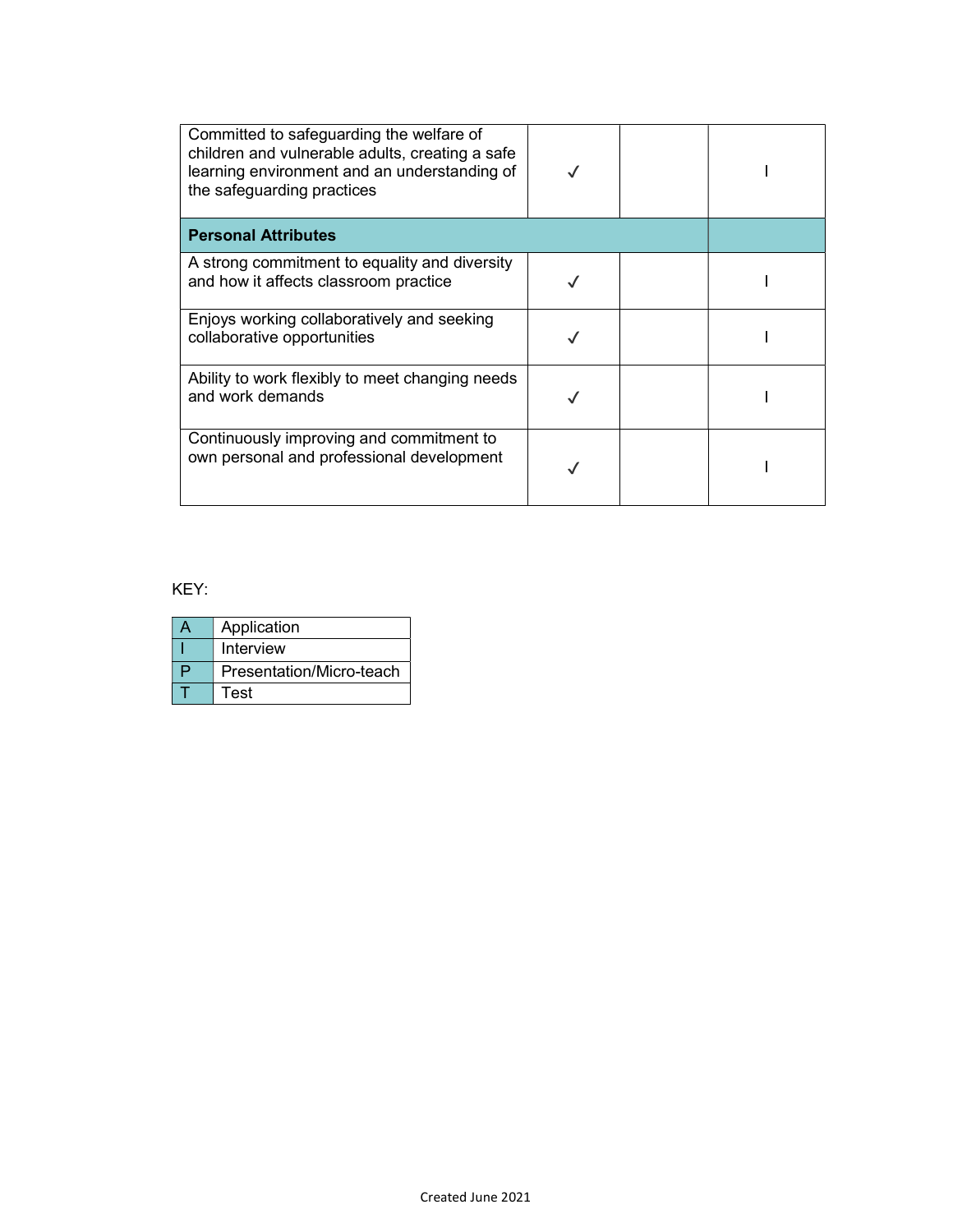| | | | |
|---|---|---|---|
| Committed to safeguarding the welfare of children and vulnerable adults, creating a safe learning environment and an understanding of the safeguarding practices | ✓ | | I |
| **Personal Attributes** | | | |
| A strong commitment to equality and diversity and how it affects classroom practice | ✓ | | I |
| Enjoys working collaboratively and seeking collaborative opportunities | ✓ | | I |
| Ability to work flexibly to meet changing needs and work demands | ✓ | | I |
| Continuously improving and commitment to own personal and professional development | ✓ | | I |

KEY:

| | |
|---|---|
| A | Application |
| I | Interview |
| P | Presentation/Micro-teach |
| T | Test |

Created June 2021